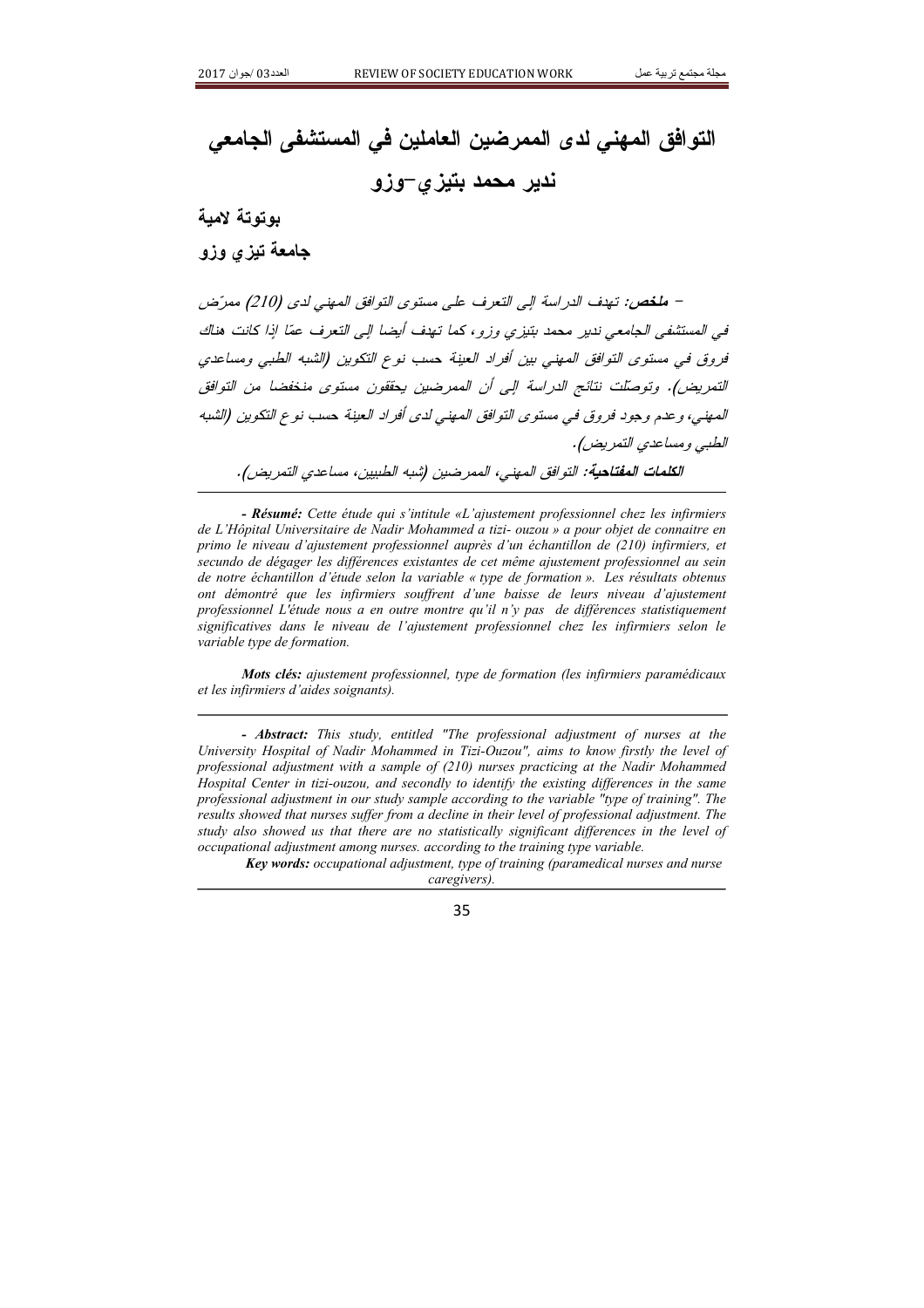# التوافق المهني لدى الممرضين العاملين في المستشفى الجامعي ندير محمد بتيزي–وزو

**بوتوتة لامية**

**جامعة تيزي وزو**

– ***ملخص:*** *تهدف الدراسة إلى التعرف على مستوى التوافق المهني لدى (210) ممرّض في المستشفى الجامعي ندير محمد بتيزي وزو، كما تهدف أيضا إلى التعرف عمّا إذا كانت هناك فروق في مستوى التوافق المهني بين أفراد العينة حسب نوع التكوين (الشبه الطبي ومساعدي التمريض). وتوصّلت نتائج الدراسة إلى أن الممرضين يحققون مستوى منخفضا من التوافق المهني، وعدم وجود فروق في مستوى التوافق المهني لدى أفراد العينة حسب نوع التكوين (الشبه الطبي ومساعدي التمريض).*

***الكلمات المفتاحية:*** *التوافق المهني، الممرضين (شبه الطبيين، مساعدي التمريض).*

---

*- **Résumé:** Cette étude qui s'intitule «L'ajustement professionnel chez les infirmiers de L'Hôpital Universitaire de Nadir Mohammed a tizi- ouzou » a pour objet de connaitre en primo le niveau d'ajustement professionnel auprès d'un échantillon de (210) infirmiers, et secundo de dégager les différences existantes de cet même ajustement professionnel au sein de notre échantillon d'étude selon la variable « type de formation ». Les résultats obtenus ont démontré que les infirmiers souffrent d'une baisse de leurs niveau d'ajustement professionnel L'étude nous a en outre montre qu'il n'y pas de différences statistiquement significatives dans le niveau de l'ajustement professionnel chez les infirmiers selon le variable type de formation.*

***Mots clés:*** *ajustement professionnel, type de formation (les infirmiers paramédicaux et les infirmiers d'aides soignants).*

---

*- **Abstract:** This study, entitled "The professional adjustment of nurses at the University Hospital of Nadir Mohammed in Tizi-Ouzou", aims to know firstly the level of professional adjustment with a sample of (210) nurses practicing at the Nadir Mohammed Hospital Center in tizi-ouzou, and secondly to identify the existing differences in the same professional adjustment in our study sample according to the variable "type of training". The results showed that nurses suffer from a decline in their level of professional adjustment. The study also showed us that there are no statistically significant differences in the level of occupational adjustment among nurses. according to the training type variable.*

***Key words:*** *occupational adjustment, type of training (paramedical nurses and nurse caregivers).*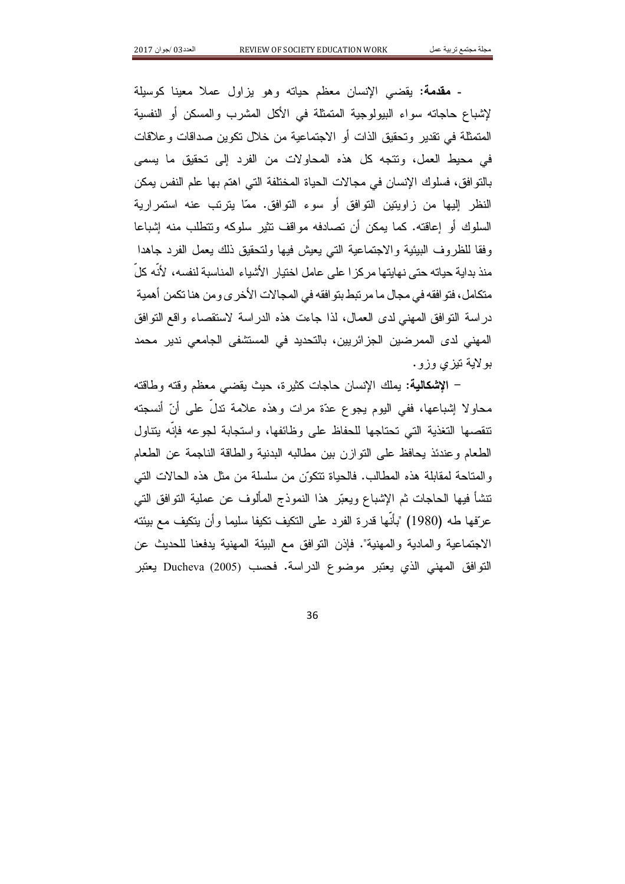- **مقدمة:** يقضي الإنسان معظم حياته وهو يزاول عملا معينا كوسيلة لإشباع حاجاته سواء البيولوجية المتمثلة في الأكل المشرب والمسكن أو النفسية المتمثلة في تقدير وتحقيق الذات أو الاجتماعية من خلال تكوين صداقات وعلاقات في محيط العمل، وتتجه كل هذه المحاولات من الفرد إلى تحقيق ما يسمى بالتوافق، فسلوك الإنسان في مجالات الحياة المختلفة التي اهتم بها علم النفس يمكن النظر إليها من زاويتين التوافق أو سوء التوافق. ممّا يترتب عنه استمرارية السلوك أو إعاقته. كما يمكن أن تصادفه مواقف تثير سلوكه وتتطلب منه إشباعا وفقا للظروف البيئية والاجتماعية التي يعيش فيها ولتحقيق ذلك يعمل الفرد جاهدا منذ بداية حياته حتى نهايتها مركزا على عامل اختيار الأشياء المناسبة لنفسه، لأنّه كلّ متكامل، فتوافقه في مجال ما مرتبط بتوافقه في المجالات الأخرى ومن هنا تكمن أهمية دراسة التوافق المهني لدى العمال، لذا جاءت هذه الدراسة لاستقصاء واقع التوافق المهني لدى الممرضين الجزائريين، بالتحديد في المستشفى الجامعي نذير محمد بولاية تيزي وزو.

- **الإشكالية:** يملك الإنسان حاجات كثيرة، حيث يقضي معظم وقته وطاقته محاولا إشباعها، ففي اليوم يجوع عدّة مرات وهذه علامة تدلّ على أنّ أنسجته تنقصها التغذية التي تحتاجها للحفاظ على وظائفها، واستجابة لجوعه فإنّه يتناول الطعام وعندئذ يحافظ على التوازن بين مطالبه البدنية والطاقة الناجمة عن الطعام والمتاحة لمقابلة هذه المطالب. فالحياة تتكوّن من سلسلة من مثل هذه الحالات التي تنشأ فيها الحاجات ثم الإشباع ويعبّر هذا النموذج المألوف عن عملية التوافق التي عرّفها طه (1980) "بأنّها قدرة الفرد على التكيف تكيفا سليما وأن يتكيف مع بيئته الاجتماعية والمادية والمهنية". فإذن التوافق مع البيئة المهنية يدفعنا للحديث عن التوافق المهني الذي يعتبر موضوع الدراسة. فحسب Ducheva (2005) يعتبر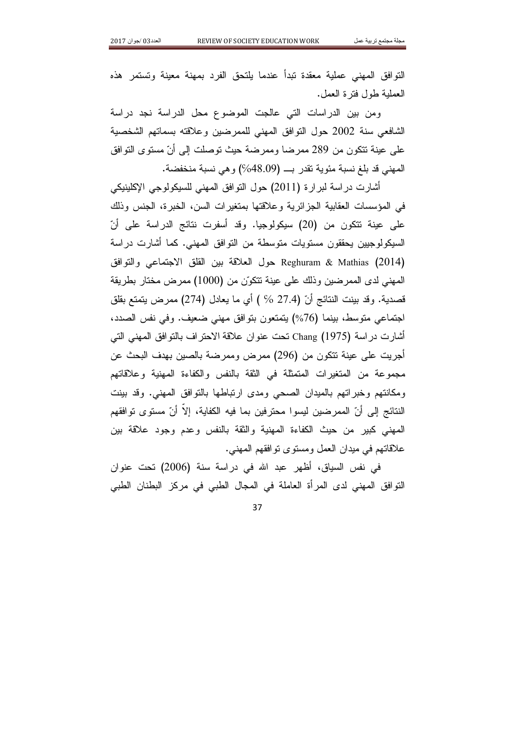التوافق المهني عملية معقدة تبدأ عندما يلتحق الفرد بمهنة معينة وتستمر هذه العملية طول فترة العمل.

ومن بين الدراسات التي عالجت الموضوع محل الدراسة نجد دراسة الشافعي سنة 2002 حول التوافق المهني للممرضين وعلاقته بسماتهم الشخصية على عينة تتكون من 289 ممرضا وممرضة حيث توصلت إلى أنّ مستوى التوافق المهني قد بلغ نسبة مئوية تقدر بـــ (48.09%) وهي نسبة منخفضة.

أشارت دراسة لبرارة (2011) حول التوافق المهني للسيكولوجي الإكلينيكي في المؤسسات العقابية الجزائرية وعلاقتها بمتغيرات السن، الخبرة، الجنس وذلك على عينة تتكون من (20) سيكولوجيا. وقد أسفرت نتائج الدراسة على أنّ السيكولوجيين يحققون مستويات متوسطة من التوافق المهني. كما أشارت دراسة Reghuram & Mathias (2014) حول العلاقة بين القلق الاجتماعي والتوافق المهني لدى الممرضين وذلك على عينة تتكوّن من (1000) ممرض مختار بطريقة قصدية. وقد بينت النتائج أنّ (27.4 %) أي ما يعادل (274) ممرض يتمتع بقلق اجتماعي متوسط، بينما (76%) يتمتعون بتوافق مهني ضعيف. وفي نفس الصدد، أشارت دراسة Chang (1975) تحت عنوان علاقة الاحتراف بالتوافق المهني التي أجريت على عينة تتكون من (296) ممرض وممرضة بالصين بهدف البحث عن مجموعة من المتغيرات المتمثلة في الثقة بالنفس والكفاءة المهنية وعلاقاتهم ومكانتهم وخبراتهم بالميدان الصحي ومدى ارتباطها بالتوافق المهني. وقد بينت النتائج إلى أنّ الممرضين ليسوا محترفين بما فيه الكفاية، إلاّ أنّ مستوى توافقهم المهني كبير من حيث الكفاءة المهنية والثقة بالنفس وعدم وجود علاقة بين علاقاتهم في ميدان العمل ومستوى توافقهم المهني.

في نفس السياق، أظهر عبد الله في دراسة سنة (2006) تحت عنوان التوافق المهني لدى المرأة العاملة في المجال الطبي في مركز البطنان الطبي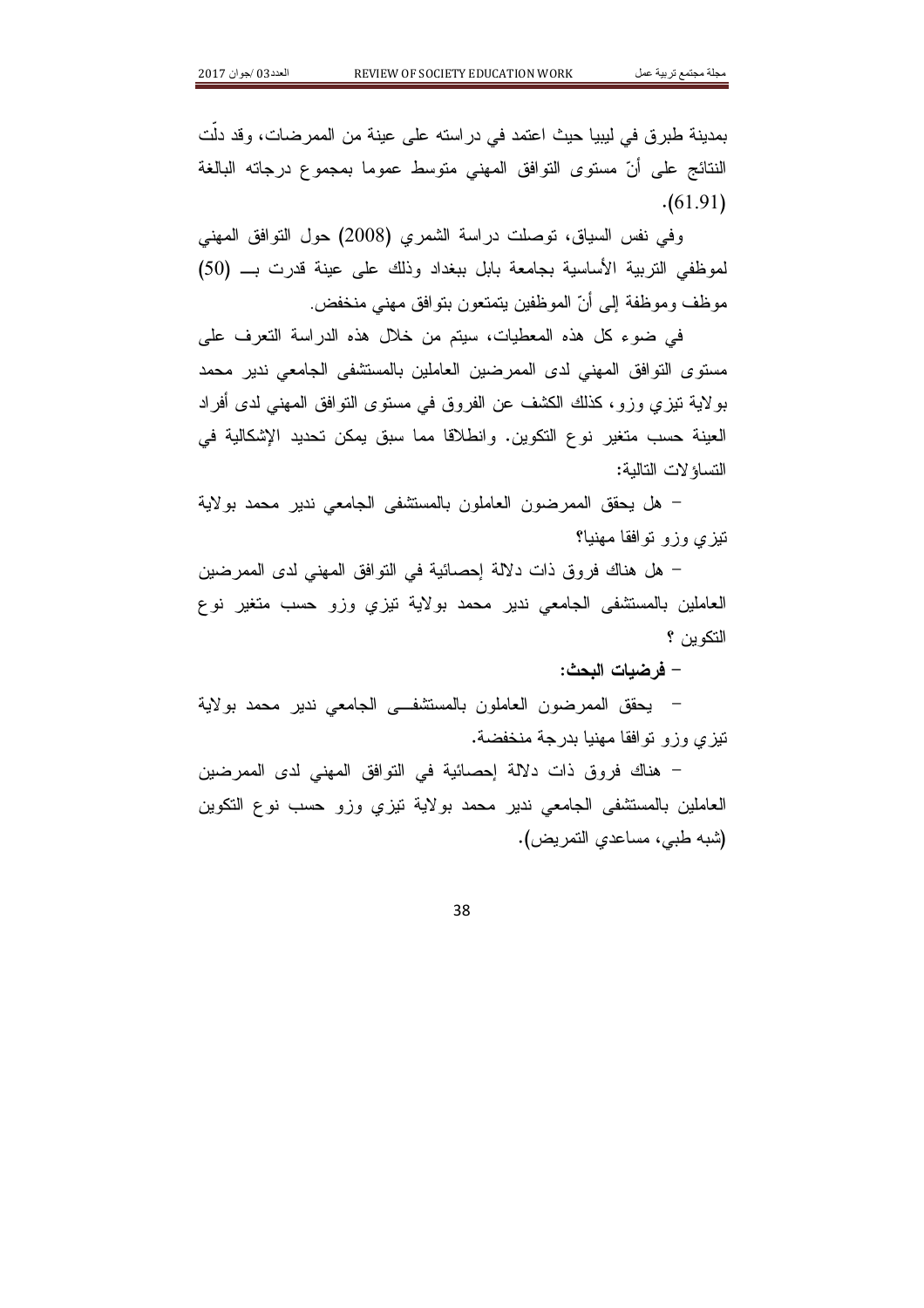بمدينة طبرق في ليبيا حيث اعتمد في دراسته على عينة من الممرضات، وقد دلّت النتائج على أنّ مستوى التوافق المهني متوسط عموما بمجموع درجاته البالغة (61.91).

وفي نفس السياق، توصلت دراسة الشمري (2008) حول التوافق المهني لموظفي التربية الأساسية بجامعة بابل ببغداد وذلك على عينة قدرت بـــ (50) موظف وموظفة إلى أنّ الموظفين يتمتعون بتوافق مهني منخفض.

في ضوء كل هذه المعطيات، سيتم من خلال هذه الدراسة التعرف على مستوى التوافق المهني لدى الممرضين العاملين بالمستشفى الجامعي ندير محمد بولاية تيزي وزو، كذلك الكشف عن الفروق في مستوى التوافق المهني لدى أفراد العينة حسب متغير نوع التكوين. وانطلاقا مما سبق يمكن تحديد الإشكالية في التساؤلات التالية:

- هل يحقق الممرضون العاملون بالمستشفى الجامعي ندير محمد بولاية تيزي وزو توافقا مهنيا؟

- هل هناك فروق ذات دلالة إحصائية في التوافق المهني لدى الممرضين العاملين بالمستشفى الجامعي ندير محمد بولاية تيزي وزو حسب متغير نوع التكوين ؟

- **فرضيات البحث:**

- يحقق الممرضون العاملون بالمستشفى الجامعي ندير محمد بولاية تيزي وزو توافقا مهنيا بدرجة منخفضة.

- هناك فروق ذات دلالة إحصائية في التوافق المهني لدى الممرضين العاملين بالمستشفى الجامعي ندير محمد بولاية تيزي وزو حسب نوع التكوين (شبه طبي، مساعدي التمريض).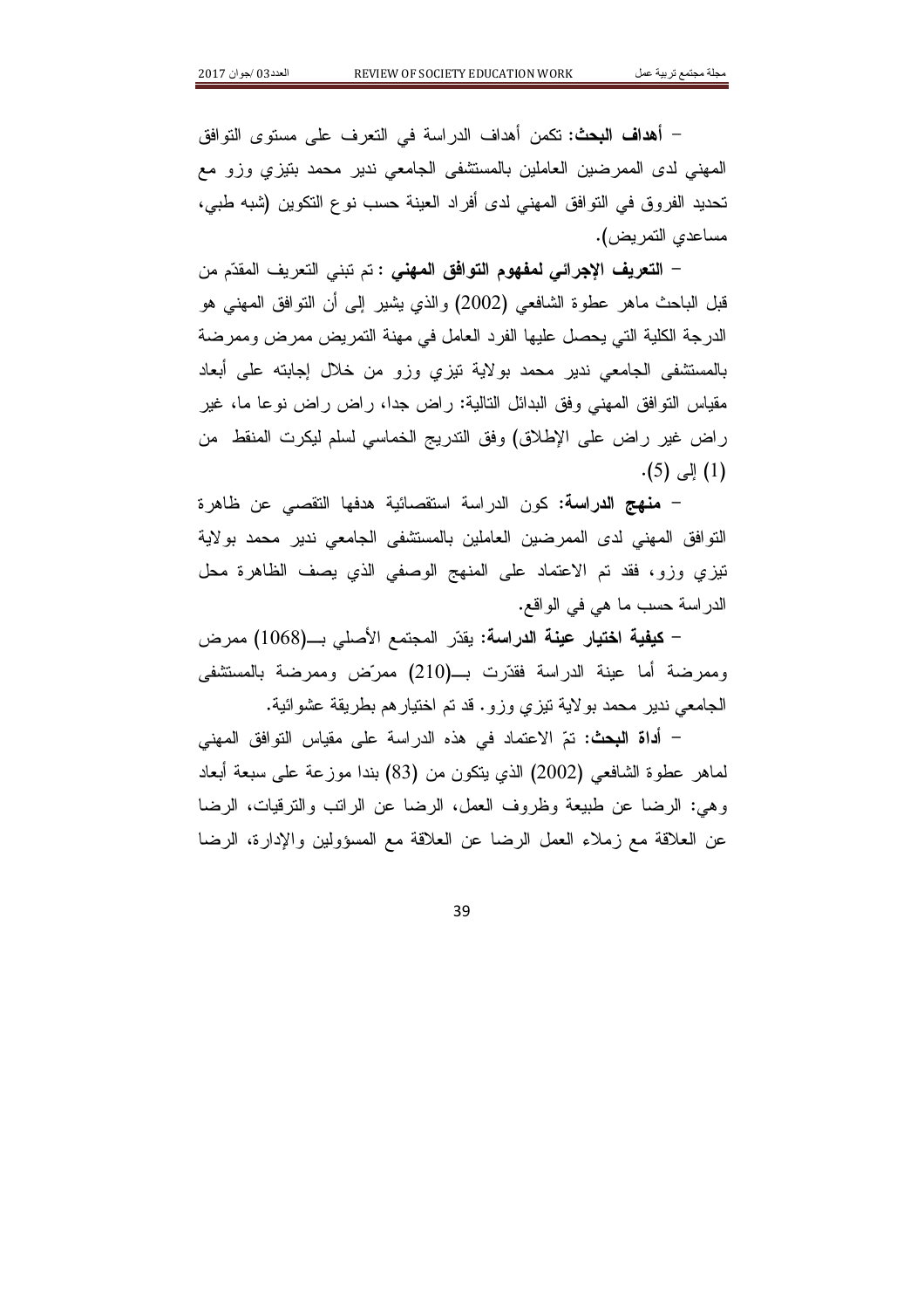- **أهداف البحث:** تكمن أهداف الدراسة في التعرف على مستوى التوافق المهني لدى الممرضين العاملين بالمستشفى الجامعي نذير محمد بتيزي وزو مع تحديد الفروق في التوافق المهني لدى أفراد العينة حسب نوع التكوين (شبه طبي، مساعدي التمريض).

- **التعريف الإجرائي لمفهوم التوافق المهني** : تم تبني التعريف المقدّم من قبل الباحث ماهر عطوة الشافعي (2002) والذي يشير إلى أن التوافق المهني هو الدرجة الكلية التي يحصل عليها الفرد العامل في مهنة التمريض ممرض وممرضة بالمستشفى الجامعي نذير محمد بولاية تيزي وزو من خلال إجابته على أبعاد مقياس التوافق المهني وفق البدائل التالية: راض جدا، راض راض نوعا ما، غير راض غير راض على الإطلاق) وفق التدريج الخماسي لسلم ليكرت المنقط من (1) إلى (5).

- **منهج الدراسة:** كون الدراسة استقصائية هدفها التقصي عن ظاهرة التوافق المهني لدى الممرضين العاملين بالمستشفى الجامعي نذير محمد بولاية تيزي وزو، فقد تم الاعتماد على المنهج الوصفي الذي يصف الظاهرة محل الدراسة حسب ما هي في الواقع.

- **كيفية اختيار عينة الدراسة:** يقدّر المجتمع الأصلي بـــ(1068) ممرض وممرضة أما عينة الدراسة فقدّرت بـــ(210) ممرّض وممرضة بالمستشفى الجامعي نذير محمد بولاية تيزي وزو. قد تم اختيارهم بطريقة عشوائية.

- **أداة البحث:** تمّ الاعتماد في هذه الدراسة على مقياس التوافق المهني لماهر عطوة الشافعي (2002) الذي يتكون من (83) بندا موزعة على سبعة أبعاد وهي: الرضا عن طبيعة وظروف العمل، الرضا عن الراتب والترقيات، الرضا عن العلاقة مع زملاء العمل الرضا عن العلاقة مع المسؤولين والإدارة، الرضا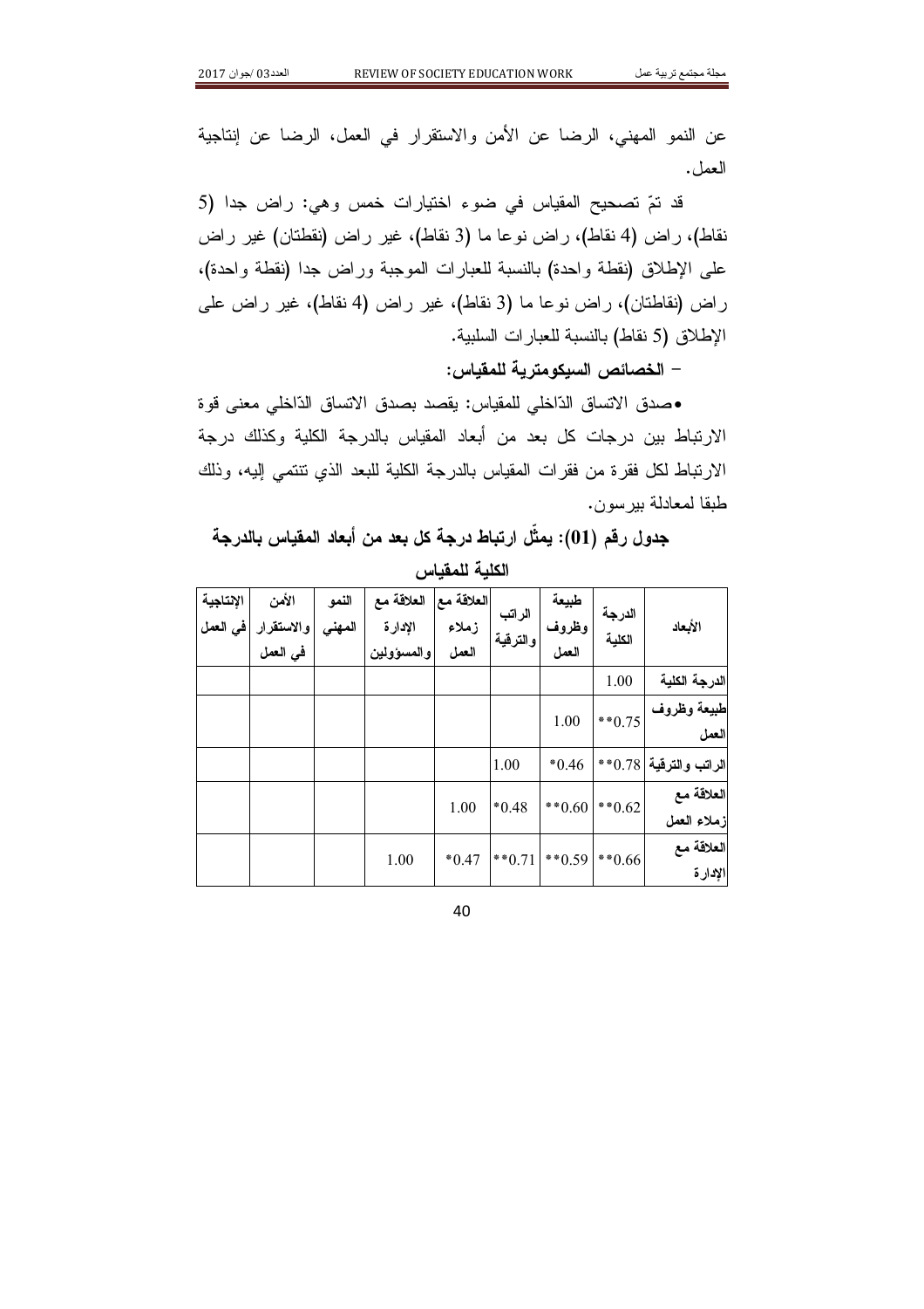عن النمو المهني، الرضا عن الأمن والاستقرار في العمل، الرضا عن إنتاجية العمل.

قد تمّ تصحيح المقياس في ضوء اختيارات خمس وهي: راض جدا (5 نقاط)، راض (4 نقاط)، راض نوعا ما (3 نقاط)، غير راض (نقطتان) غير راض على الإطلاق (نقطة واحدة) بالنسبة للعبارات الموجبة وراض جدا (نقطة واحدة)، راض (نقاطتان)، راض نوعا ما (3 نقاط)، غير راض (4 نقاط)، غير راض على الإطلاق (5 نقاط) بالنسبة للعبارات السلبية.

- **الخصائص السيكومترية للمقياس:**

- صدق الاتساق الدّاخلي للمقياس: يقصد بصدق الاتساق الدّاخلي معنى قوة الارتباط بين درجات كل بعد من أبعاد المقياس بالدرجة الكلية وكذلك درجة الارتباط لكل فقرة من فقرات المقياس بالدرجة الكلية للبعد الذي تنتمي إليه، وذلك طبقا لمعادلة بيرسون.

**جدول رقم (01): يمثّل ارتباط درجة كل بعد من أبعاد المقياس بالدرجة الكلية للمقياس**

| الأبعاد | الدرجة الكلية | طبيعة وظروف العمل | الراتب والترقية | العلاقة مع زملاء العمل | العلاقة مع الإدارة والمسؤولين | النمو المهني | الأمن والاستقرار في العمل | الإنتاجية في العمل |
|---|---|---|---|---|---|---|---|---|
| الدرجة الكلية | 1.00 | | | | | | | |
| طبيعة وظروف العمل | **0.75 | 1.00 | | | | | | |
| الراتب والترقية | **0.78 | *0.46 | 1.00 | | | | | |
| العلاقة مع زملاء العمل | **0.62 | **0.60 | *0.48 | 1.00 | | | | |
| العلاقة مع الإدارة | **0.66 | **0.59 | **0.71 | *0.47 | 1.00 | | | |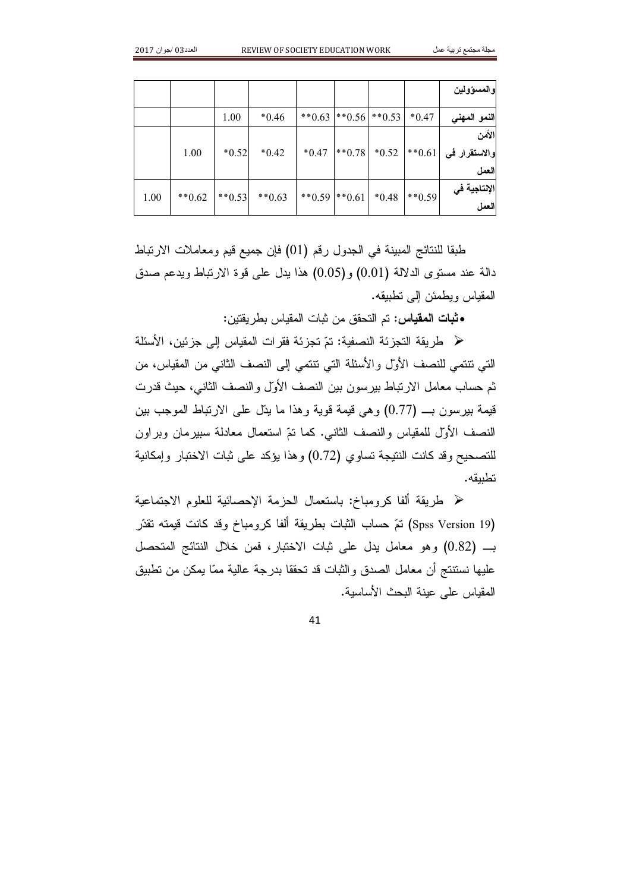| والمسؤولين | | | | | | | | |
|---|---|---|---|---|---|---|---|---|
| النمو المهني | *0.47 | **0.53 | **0.56 | **0.63 | *0.46 | 1.00 | | |
| الأمن والاستقرار في العمل | **0.61 | *0.52 | **0.78 | *0.47 | *0.42 | *0.52 | 1.00 | |
| الإنتاجية في العمل | **0.59 | *0.48 | **0.61 | **0.59 | **0.63 | **0.53 | **0.62 | 1.00 |

طبقا للنتائج المبينة في الجدول رقم (01) فإن جميع قيم ومعاملات الارتباط دالة عند مستوى الدلالة (0.01) و(0.05) هذا يدل على قوة الارتباط ويدعم صدق المقياس ويطمئن إلى تطبيقه.

- **ثبات المقياس:** تم التحقق من ثبات المقياس بطريقتين:

➢ طريقة التجزئة النصفية: تمّ تجزئة فقرات المقياس إلى جزئين، الأسئلة التي تنتمي للنصف الأوّل والأسئلة التي تنتمي إلى النصف الثاني من المقياس، من ثم حساب معامل الارتباط بيرسون بين النصف الأوّل والنصف الثاني، حيث قدرت قيمة بيرسون بـــ (0.77) وهي قيمة قوية وهذا ما يدّل على الارتباط الموجب بين النصف الأوّل للمقياس والنصف الثاني. كما تمّ استعمال معادلة سبيرمان وبراون للتصحيح وقد كانت النتيجة تساوي (0.72) وهذا يؤكد على ثبات الاختبار وإمكانية تطبيقه.

➢ طريقة ألفا كرومباخ: باستعمال الحزمة الإحصائية للعلوم الاجتماعية (Spss Version 19) تمّ حساب الثبات بطريقة ألفا كرومباخ وقد كانت قيمته تقدّر بـــ (0.82) وهو معامل يدل على ثبات الاختبار، فمن خلال النتائج المتحصل عليها نستنتج أن معامل الصدق والثبات قد تحققا بدرجة عالية ممّا يمكن من تطبيق المقياس على عينة البحث الأساسية.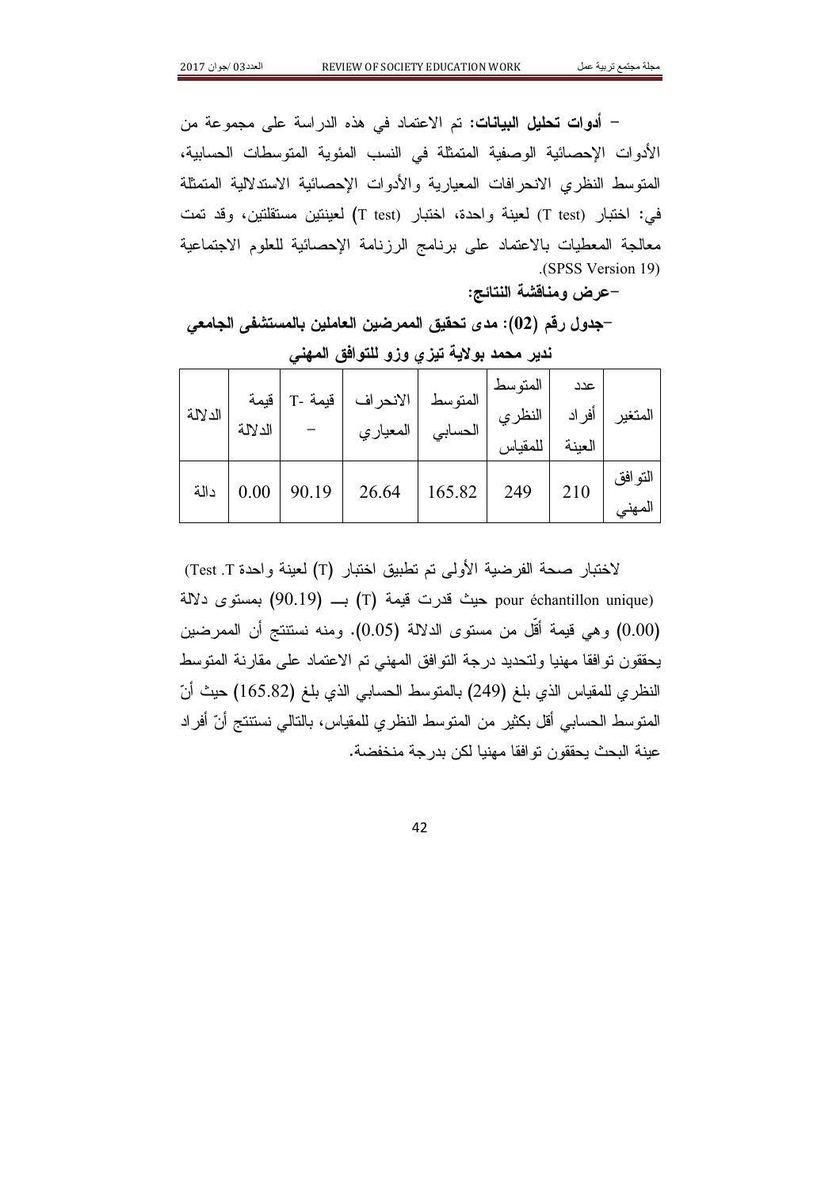- **أدوات تحليل البيانات:** تم الاعتماد في هذه الدراسة على مجموعة من الأدوات الإحصائية الوصفية المتمثلة في النسب المئوية المتوسطات الحسابية، المتوسط النظري الانحرافات المعيارية والأدوات الإحصائية الاستدلالية المتمثلة في: اختبار (T test) لعينة واحدة، اختبار (T test) لعينتين مستقلتين، وقد تمت معالجة المعطيات بالاعتماد على برنامج الرزنامة الإحصائية للعلوم الاجتماعية (SPSS Version 19).

**-عرض ومناقشة النتائج:**

**-جدول رقم (02): مدى تحقيق الممرضين العاملين بالمستشفى الجامعي ندير محمد بولاية تيزي وزو للتوافق المهني**

| المتغير | عدد أفراد العينة | المتوسط النظري للمقياس | المتوسط الحسابي | الانحراف المعياري | قيمة -T | قيمة الدلالة | الدلالة |
|---|---|---|---|---|---|---|---|
| التوافق المهني | 210 | 249 | 165.82 | 26.64 | 90.19 | 0.00 | دالة |

لاختبار صحة الفرضية الأولى تم تطبيق اختبار (T) لعينة واحدة (Test .T pour échantillon unique) حيث قدرت قيمة (T) بـــ (90.19) بمستوى دلالة (0.00) وهي قيمة أقّل من مستوى الدلالة (0.05). ومنه نستنتج أن الممرضين يحققون توافقا مهنيا ولتحديد درجة التوافق المهني تم الاعتماد على مقارنة المتوسط النظري للمقياس الذي بلغ (249) بالمتوسط الحسابي الذي بلغ (165.82) حيث أنّ المتوسط الحسابي أقل بكثير من المتوسط النظري للمقياس، بالتالي نستنتج أنّ أفراد عينة البحث يحققون توافقا مهنيا لكن بدرجة منخفضة.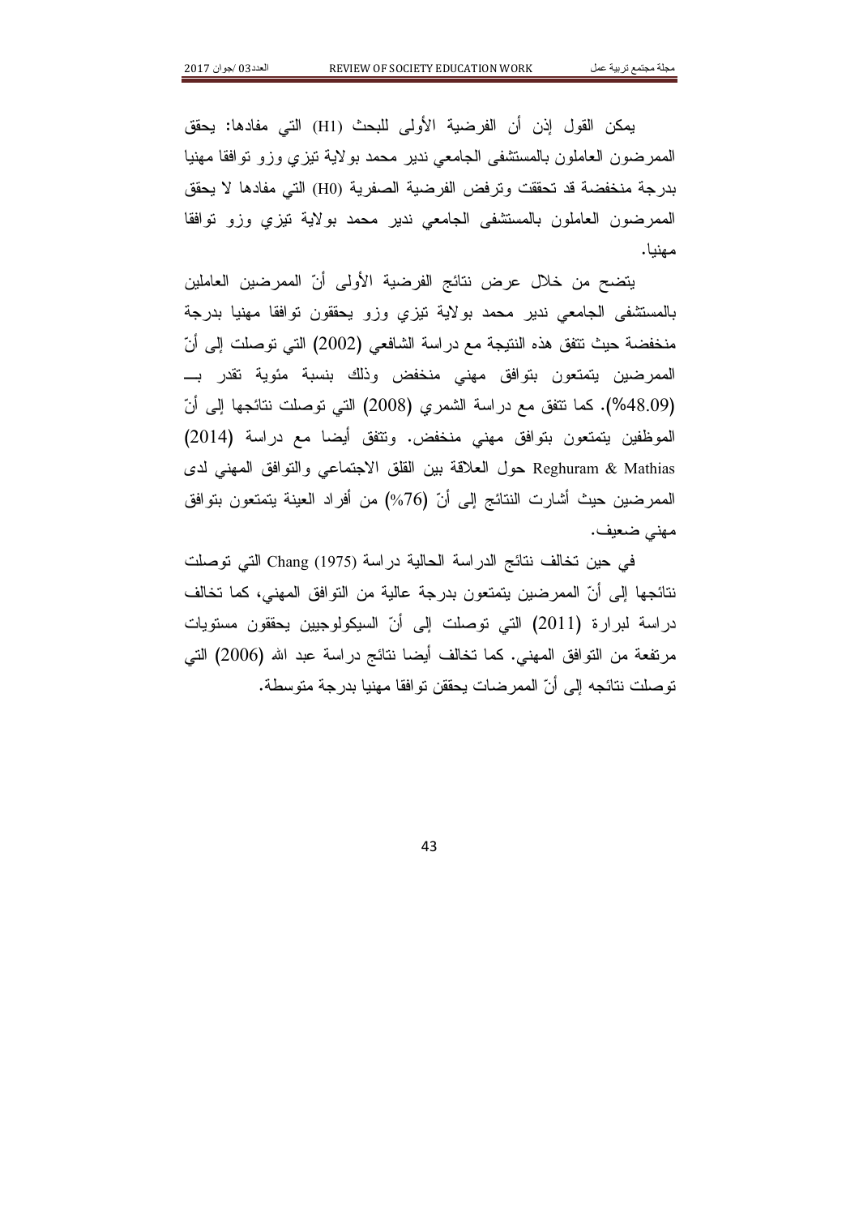يمكن القول إذن أن الفرضية الأولى للبحث (H1) التي مفادها: يحقق الممرضون العاملون بالمستشفى الجامعي نذير محمد بولاية تيزي وزو توافقا مهنيا بدرجة منخفضة قد تحققت وترفض الفرضية الصفرية (H0) التي مفادها لا يحقق الممرضون العاملون بالمستشفى الجامعي نذير محمد بولاية تيزي وزو توافقا مهنيا.

يتضح من خلال عرض نتائج الفرضية الأولى أنّ الممرضين العاملين بالمستشفى الجامعي نذير محمد بولاية تيزي وزو يحققون توافقا مهنيا بدرجة منخفضة حيث تتفق هذه النتيجة مع دراسة الشافعي (2002) التي توصلت إلى أنّ الممرضين يتمتعون بتوافق مهني منخفض وذلك بنسبة مئوية تقدر بـــ (48.09%). كما تتفق مع دراسة الشمري (2008) التي توصلت نتائجها إلى أنّ الموظفين يتمتعون بتوافق مهني منخفض. وتتفق أيضا مع دراسة (2014) Reghuram & Mathias حول العلاقة بين القلق الاجتماعي والتوافق المهني لدى الممرضين حيث أشارت النتائج إلى أنّ (76%) من أفراد العينة يتمتعون بتوافق مهني ضعيف.

في حين تخالف نتائج الدراسة الحالية دراسة Chang (1975) التي توصلت نتائجها إلى أنّ الممرضين يتمتعون بدرجة عالية من التوافق المهني، كما تخالف دراسة لبرارة (2011) التي توصلت إلى أنّ السيكولوجيين يحققون مستويات مرتفعة من التوافق المهني. كما تخالف أيضا نتائج دراسة عبد الله (2006) التي توصلت نتائجه إلى أنّ الممرضات يحققن توافقا مهنيا بدرجة متوسطة.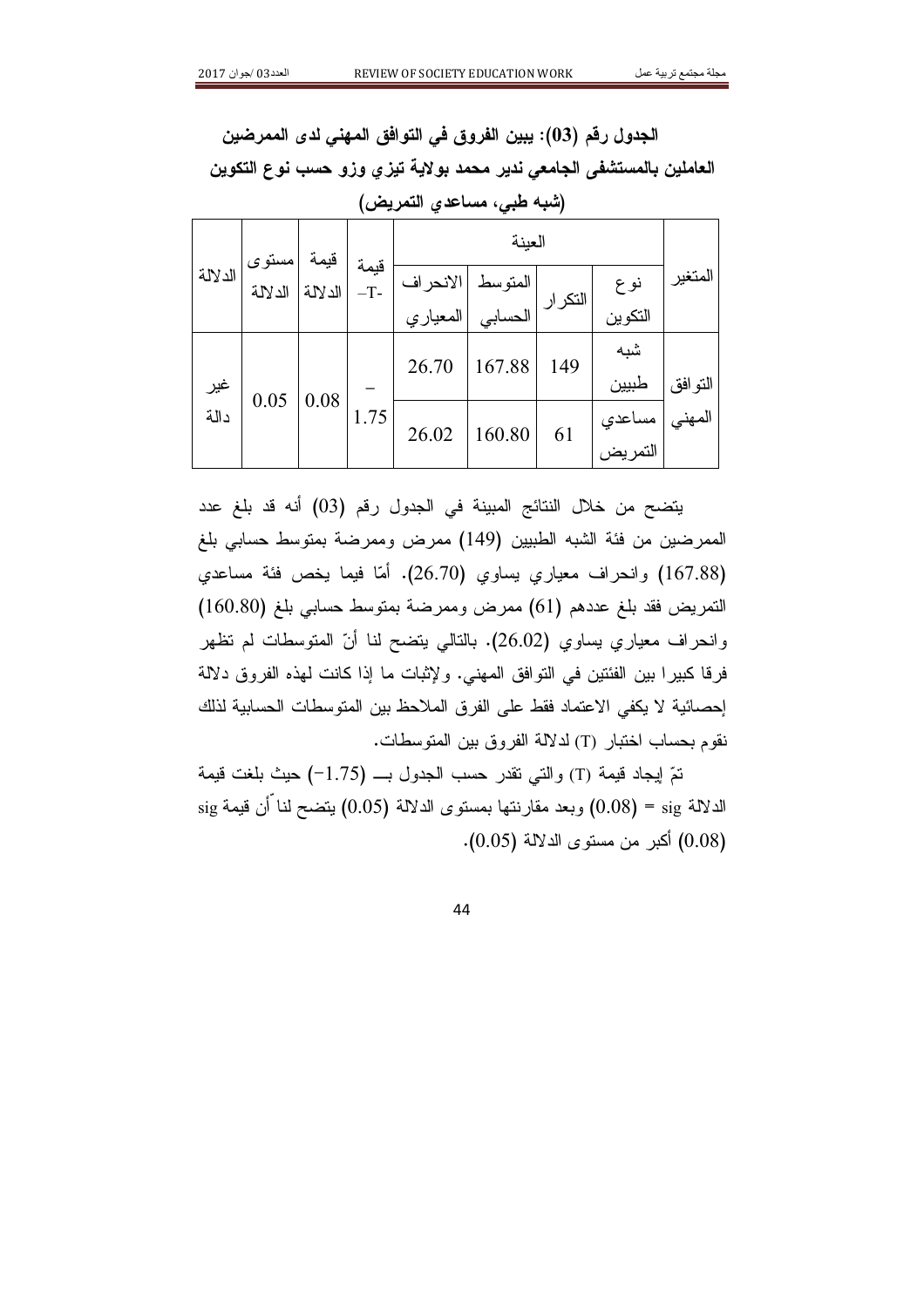**الجدول رقم (03): يبين الفروق في التوافق المهني لدى الممرضين العاملين بالمستشفى الجامعي ندير محمد بولاية تيزي وزو حسب نوع التكوين (شبه طبي، مساعدي التمريض)**

| المتغير | العينة | | | | قيمة -T- | قيمة الدلالة | مستوى الدلالة | الدلالة |
|---|---|---|---|---|---|---|---|---|
| | نوع التكوين | التكرار | المتوسط الحسابي | الانحراف المعياري | | | | |
| التوافق المهني | شبه طبيين | 149 | 167.88 | 26.70 | 1.75– | 0.08 | 0.05 | غير دالة |
| | مساعدي التمريض | 61 | 160.80 | 26.02 | | | | |

يتضح من خلال النتائج المبينة في الجدول رقم (03) أنه قد بلغ عدد الممرضين من فئة الشبه الطبيين (149) ممرض وممرضة بمتوسط حسابي بلغ (167.88) وانحراف معياري يساوي (26.70). أمّا فيما يخص فئة مساعدي التمريض فقد بلغ عددهم (61) ممرض وممرضة بمتوسط حسابي بلغ (160.80) وانحراف معياري يساوي (26.02). بالتالي يتضح لنا أنّ المتوسطات لم تظهر فرقا كبيرا بين الفئتين في التوافق المهني. ولإثبات ما إذا كانت لهذه الفروق دلالة إحصائية لا يكفي الاعتماد فقط على الفرق الملاحظ بين المتوسطات الحسابية لذلك نقوم بحساب اختبار (T) لدلالة الفروق بين المتوسطات.

تمّ إيجاد قيمة (T) والتي تقدر حسب الجدول بـــ (1.75–) حيث بلغت قيمة الدلالة sig = (0.08) وبعد مقارنتها بمستوى الدلالة (0.05) يتضح لنا ّأن قيمة sig (0.08) أكبر من مستوى الدلالة (0.05).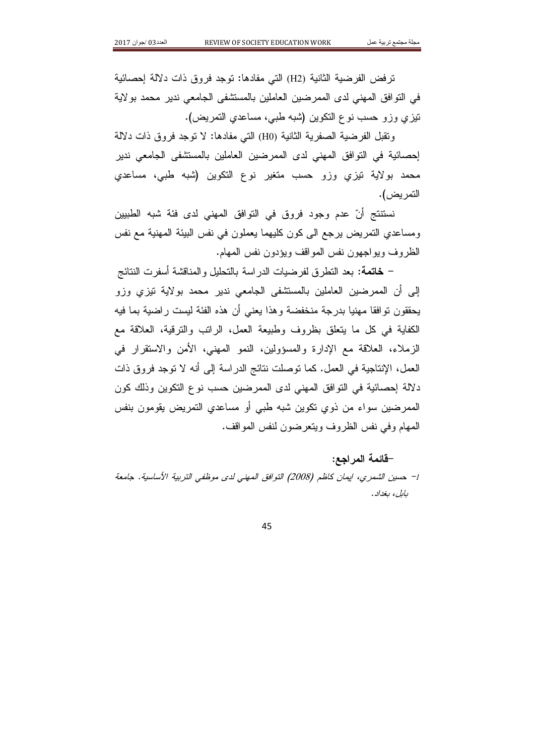ترفض الفرضية الثانية (H2) التي مفادها: توجد فروق ذات دلالة إحصائية في التوافق المهني لدى الممرضين العاملين بالمستشفى الجامعي ندير محمد بولاية تيزي وزو حسب نوع التكوين (شبه طبي، مساعدي التمريض).

وتقبل الفرضية الصفرية الثانية (H0) التي مفادها: لا توجد فروق ذات دلالة إحصائية في التوافق المهني لدى الممرضين العاملين بالمستشفى الجامعي ندير محمد بولاية تيزي وزو حسب متغير نوع التكوين (شبه طبي، مساعدي التمريض).

نستنتج أنّ عدم وجود فروق في التوافق المهني لدى فئة شبه الطبيين ومساعدي التمريض يرجع الى كون كليهما يعملون في نفس البيئة المهنية مع نفس الظروف ويواجهون نفس المواقف ويؤدون نفس المهام.

– **خاتمة:** بعد التطرق لفرضيات الدراسة بالتحليل والمناقشة أسفرت النتائج إلى أن الممرضين العاملين بالمستشفى الجامعي ندير محمد بولاية تيزي وزو يحققون توافقا مهنيا بدرجة منخفضة وهذا يعني أن هذه الفئة ليست راضية بما فيه الكفاية في كل ما يتعلق بظروف وطبيعة العمل، الراتب والترقية، العلاقة مع الزملاء، العلاقة مع الإدارة والمسؤولين، النمو المهني، الأمن والاستقرار في العمل، الإنتاجية في العمل. كما توصلت نتائج الدراسة إلى أنه لا توجد فروق ذات دلالة إحصائية في التوافق المهني لدى الممرضين حسب نوع التكوين وذلك كون الممرضين سواء من ذوي تكوين شبه طبي أو مساعدي التمريض يقومون بنفس المهام وفي نفس الظروف ويتعرضون لنفس المواقف.

**–قائمة المراجع:**

*1– حسين الشمري، ايمان كاظم (2008) التوافق المهني لدى موظفي التربية الأساسية. جامعة بابل، بغداد.*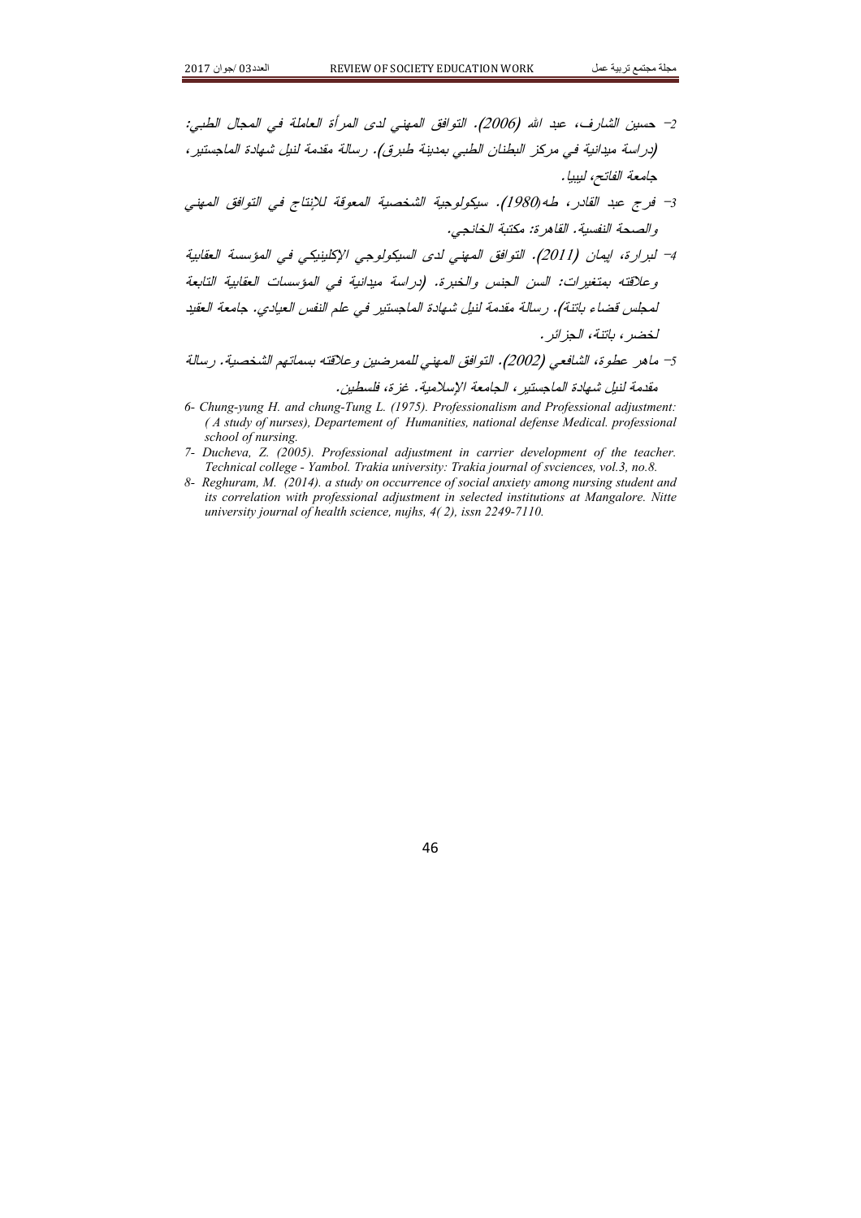2- حسين الشارف، عبد الله (2006). التوافق المهني لدى المرأة العاملة في المجال الطبي: (دراسة ميدانية في مركز البطنان الطبي بمدينة طبرق). رسالة مقدمة لنيل شهادة الماجستير، جامعة الفاتح، ليبيا.

3- فرج عبد القادر، طه(1980). سيكولوجية الشخصية المعوقة للإنتاج في التوافق المهني والصحة النفسية. القاهرة: مكتبة الخانجي.

4- لبرارة، إيمان (2011). التوافق المهني لدى السيكولوجي الإكلينيكي في المؤسسة العقابية وعلاقته بمتغيرات: السن الجنس والخبرة. (دراسة ميدانية في المؤسسات العقابية التابعة لمجلس قضاء باتنة). رسالة مقدمة لنيل شهادة الماجستير في علم النفس العيادي. جامعة العقيد لخضر، باتنة، الجزائر.

5- ماهر عطوة، الشافعي (2002). التوافق المهني للممرضين وعلاقته بسماتهم الشخصية. رسالة مقدمة لنيل شهادة الماجستير، الجامعة الإسلامية. غزة، فلسطين.

6- *Chung-yung H. and chung-Tung L. (1975). Professionalism and Professional adjustment: ( A study of nurses), Departement of Humanities, national defense Medical. professional school of nursing.*

7- *Ducheva, Z. (2005). Professional adjustment in carrier development of the teacher. Technical college - Yambol. Trakia university: Trakia journal of svciences, vol.3, no.8.*

8- *Reghuram, M. (2014). a study on occurrence of social anxiety among nursing student and its correlation with professional adjustment in selected institutions at Mangalore. Nitte university journal of health science, nujhs, 4( 2), issn 2249-7110.*